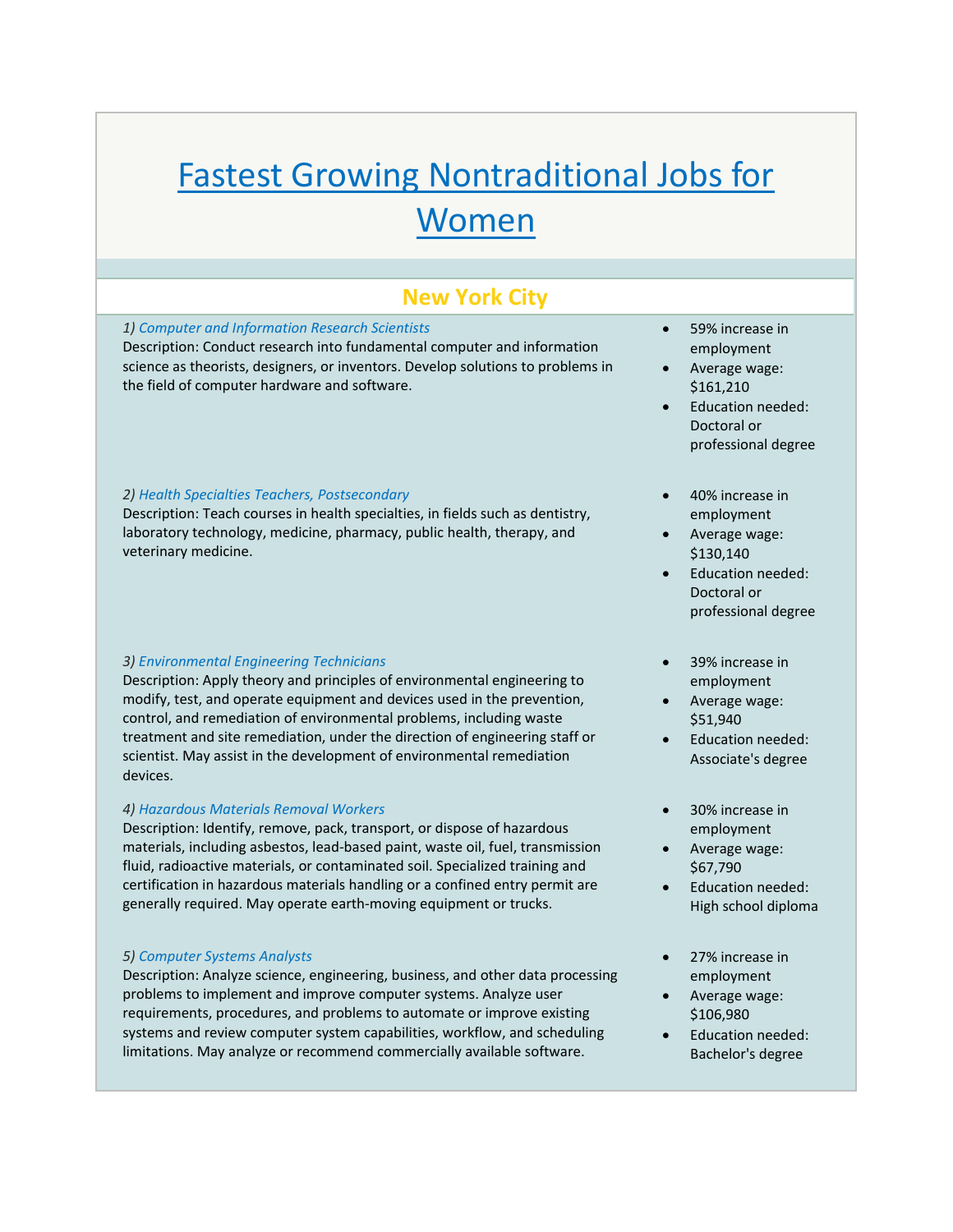# Fastest Growing Nontraditional Jobs for Women

## New York City

1) *Computer and Information Research Scientists*

Description: Conduct research into fundamental computer and information science as theorists, designers, or inventors. Develop solutions to problems in the field of computer hardware and software.

- 59% increase in employment
- Average wage: $161,210
- Education needed: Doctoral or professional degree

2) *Health Specialties Teachers, Postsecondary*

Description: Teach courses in health specialties, in fields such as dentistry, laboratory technology, medicine, pharmacy, public health, therapy, and veterinary medicine.

- 40% increase in employment
- Average wage: $130,140
- Education needed: Doctoral or professional degree

3) *Environmental Engineering Technicians*

Description: Apply theory and principles of environmental engineering to modify, test, and operate equipment and devices used in the prevention, control, and remediation of environmental problems, including waste treatment and site remediation, under the direction of engineering staff or scientist. May assist in the development of environmental remediation devices.

- 39% increase in employment
- Average wage: $51,940
- Education needed: Associate's degree

4) *Hazardous Materials Removal Workers*

Description: Identify, remove, pack, transport, or dispose of hazardous materials, including asbestos, lead-based paint, waste oil, fuel, transmission fluid, radioactive materials, or contaminated soil. Specialized training and certification in hazardous materials handling or a confined entry permit are generally required. May operate earth-moving equipment or trucks.

- 30% increase in employment
- Average wage: $67,790
- Education needed: High school diploma

5) *Computer Systems Analysts*

Description: Analyze science, engineering, business, and other data processing problems to implement and improve computer systems. Analyze user requirements, procedures, and problems to automate or improve existing systems and review computer system capabilities, workflow, and scheduling limitations. May analyze or recommend commercially available software.

- 27% increase in employment
- Average wage: $106,980
- Education needed: Bachelor's degree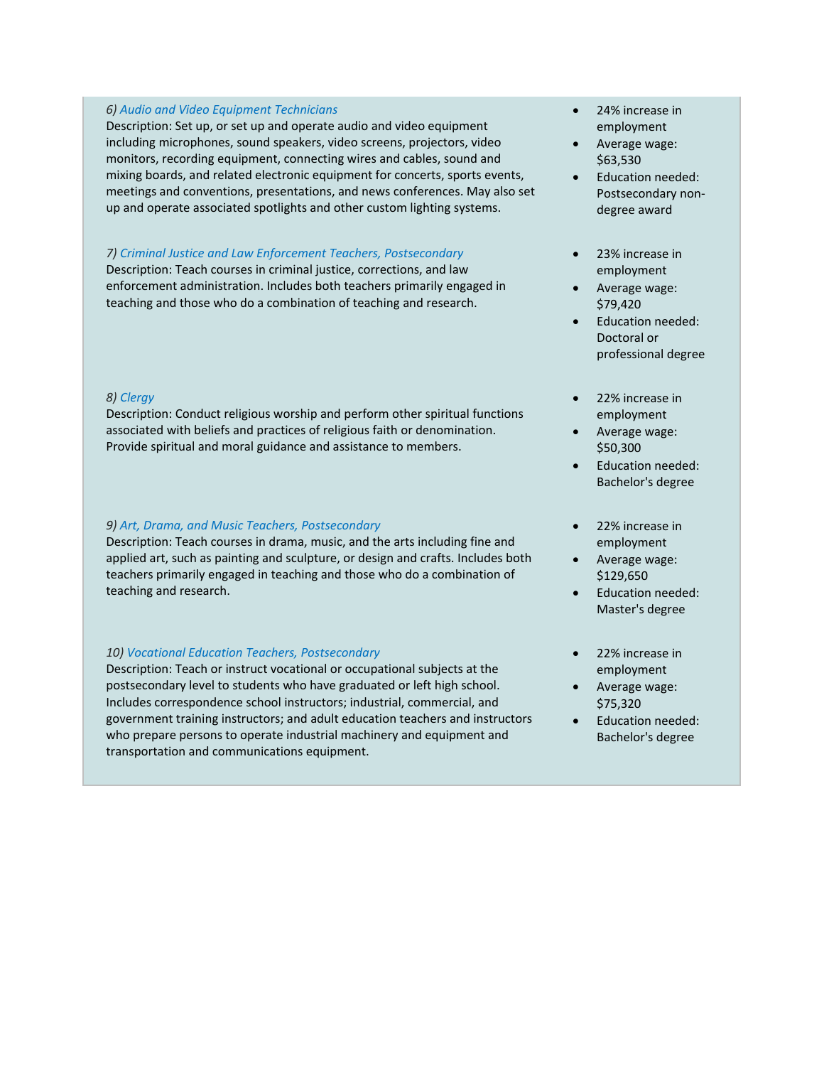*6) Audio and Video Equipment Technicians*
Description: Set up, or set up and operate audio and video equipment including microphones, sound speakers, video screens, projectors, video monitors, recording equipment, connecting wires and cables, sound and mixing boards, and related electronic equipment for concerts, sports events, meetings and conventions, presentations, and news conferences. May also set up and operate associated spotlights and other custom lighting systems.

- 24% increase in employment
- Average wage: $63,530
- Education needed: Postsecondary non-degree award

*7) Criminal Justice and Law Enforcement Teachers, Postsecondary*
Description: Teach courses in criminal justice, corrections, and law enforcement administration. Includes both teachers primarily engaged in teaching and those who do a combination of teaching and research.

- 23% increase in employment
- Average wage: $79,420
- Education needed: Doctoral or professional degree

*8) Clergy*
Description: Conduct religious worship and perform other spiritual functions associated with beliefs and practices of religious faith or denomination. Provide spiritual and moral guidance and assistance to members.

- 22% increase in employment
- Average wage: $50,300
- Education needed: Bachelor's degree

*9) Art, Drama, and Music Teachers, Postsecondary*
Description: Teach courses in drama, music, and the arts including fine and applied art, such as painting and sculpture, or design and crafts. Includes both teachers primarily engaged in teaching and those who do a combination of teaching and research.

- 22% increase in employment
- Average wage: $129,650
- Education needed: Master's degree

*10) Vocational Education Teachers, Postsecondary*
Description: Teach or instruct vocational or occupational subjects at the postsecondary level to students who have graduated or left high school. Includes correspondence school instructors; industrial, commercial, and government training instructors; and adult education teachers and instructors who prepare persons to operate industrial machinery and equipment and transportation and communications equipment.

- 22% increase in employment
- Average wage: $75,320
- Education needed: Bachelor's degree